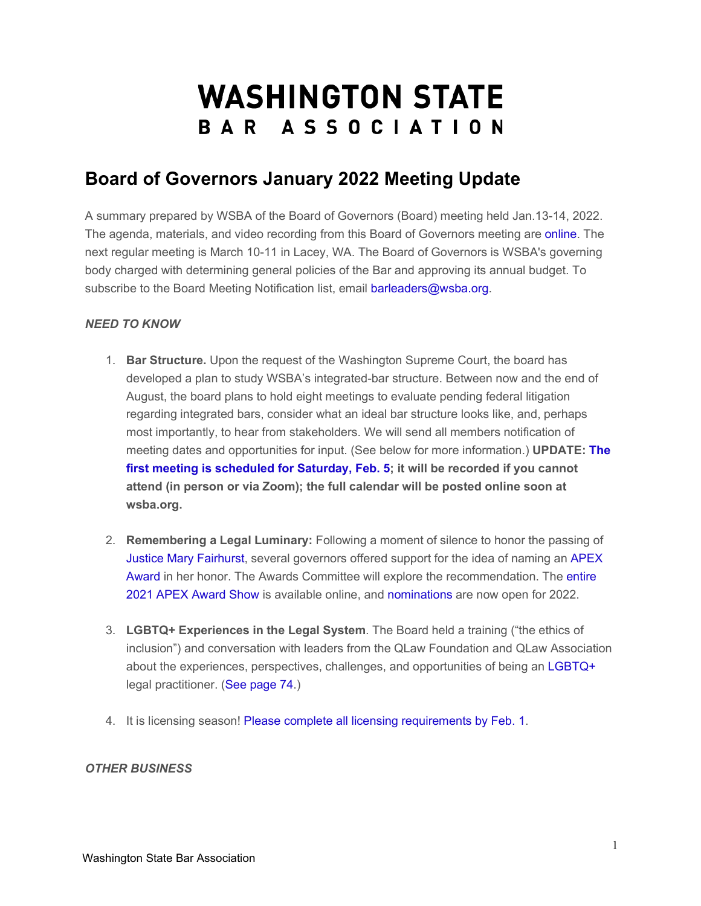# WASHINGTON STATE BAR ASSOCIATION

## Board of Governors January 2022 Meeting Update

A summary prepared by WSBA of the Board of Governors (Board) meeting held Jan.13-14, 2022. The agenda, materials, and video recording from this Board of Governors meeting are online. The next regular meeting is March 10-11 in Lacey, WA. The Board of Governors is WSBA's governing body charged with determining general policies of the Bar and approving its annual budget. To subscribe to the Board Meeting Notification list, email barleaders@wsba.org.

***NEED TO KNOW***

1. **Bar Structure.** Upon the request of the Washington Supreme Court, the board has developed a plan to study WSBA's integrated-bar structure. Between now and the end of August, the board plans to hold eight meetings to evaluate pending federal litigation regarding integrated bars, consider what an ideal bar structure looks like, and, perhaps most importantly, to hear from stakeholders. We will send all members notification of meeting dates and opportunities for input. (See below for more information.) **UPDATE: The first meeting is scheduled for Saturday, Feb. 5; it will be recorded if you cannot attend (in person or via Zoom); the full calendar will be posted online soon at wsba.org.**

2. **Remembering a Legal Luminary:** Following a moment of silence to honor the passing of Justice Mary Fairhurst, several governors offered support for the idea of naming an APEX Award in her honor. The Awards Committee will explore the recommendation. The entire 2021 APEX Award Show is available online, and nominations are now open for 2022.

3. **LGBTQ+ Experiences in the Legal System**. The Board held a training ("the ethics of inclusion") and conversation with leaders from the QLaw Foundation and QLaw Association about the experiences, perspectives, challenges, and opportunities of being an LGBTQ+ legal practitioner. (See page 74.)

4. It is licensing season! Please complete all licensing requirements by Feb. 1.

***OTHER BUSINESS***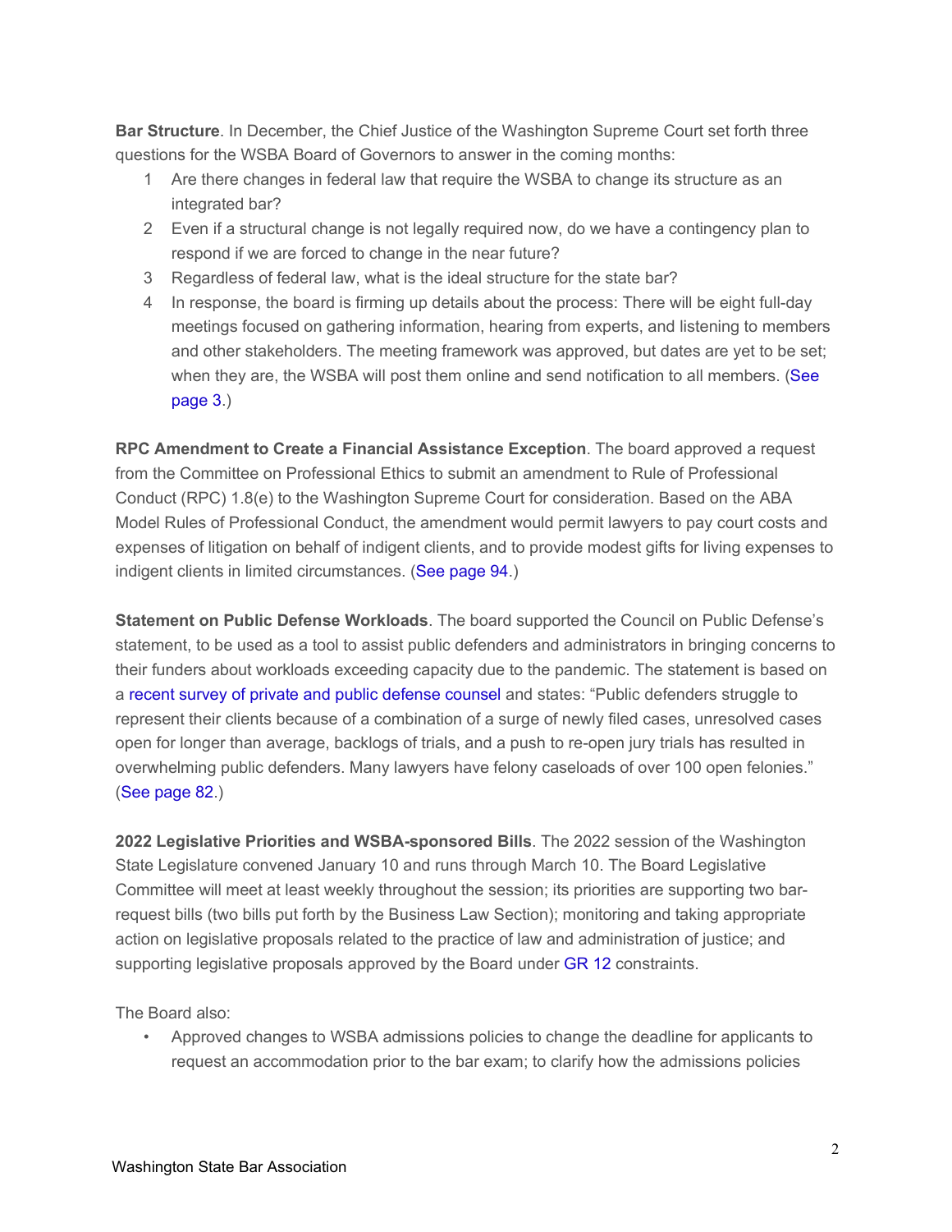**Bar Structure**. In December, the Chief Justice of the Washington Supreme Court set forth three questions for the WSBA Board of Governors to answer in the coming months:

1. Are there changes in federal law that require the WSBA to change its structure as an integrated bar?
2. Even if a structural change is not legally required now, do we have a contingency plan to respond if we are forced to change in the near future?
3. Regardless of federal law, what is the ideal structure for the state bar?
4. In response, the board is firming up details about the process: There will be eight full-day meetings focused on gathering information, hearing from experts, and listening to members and other stakeholders. The meeting framework was approved, but dates are yet to be set; when they are, the WSBA will post them online and send notification to all members. (See page 3.)

**RPC Amendment to Create a Financial Assistance Exception**. The board approved a request from the Committee on Professional Ethics to submit an amendment to Rule of Professional Conduct (RPC) 1.8(e) to the Washington Supreme Court for consideration. Based on the ABA Model Rules of Professional Conduct, the amendment would permit lawyers to pay court costs and expenses of litigation on behalf of indigent clients, and to provide modest gifts for living expenses to indigent clients in limited circumstances. (See page 94.)

**Statement on Public Defense Workloads**. The board supported the Council on Public Defense's statement, to be used as a tool to assist public defenders and administrators in bringing concerns to their funders about workloads exceeding capacity due to the pandemic. The statement is based on a recent survey of private and public defense counsel and states: "Public defenders struggle to represent their clients because of a combination of a surge of newly filed cases, unresolved cases open for longer than average, backlogs of trials, and a push to re-open jury trials has resulted in overwhelming public defenders. Many lawyers have felony caseloads of over 100 open felonies." (See page 82.)

**2022 Legislative Priorities and WSBA-sponsored Bills**. The 2022 session of the Washington State Legislature convened January 10 and runs through March 10. The Board Legislative Committee will meet at least weekly throughout the session; its priorities are supporting two bar-request bills (two bills put forth by the Business Law Section); monitoring and taking appropriate action on legislative proposals related to the practice of law and administration of justice; and supporting legislative proposals approved by the Board under GR 12 constraints.

The Board also:

- Approved changes to WSBA admissions policies to change the deadline for applicants to request an accommodation prior to the bar exam; to clarify how the admissions policies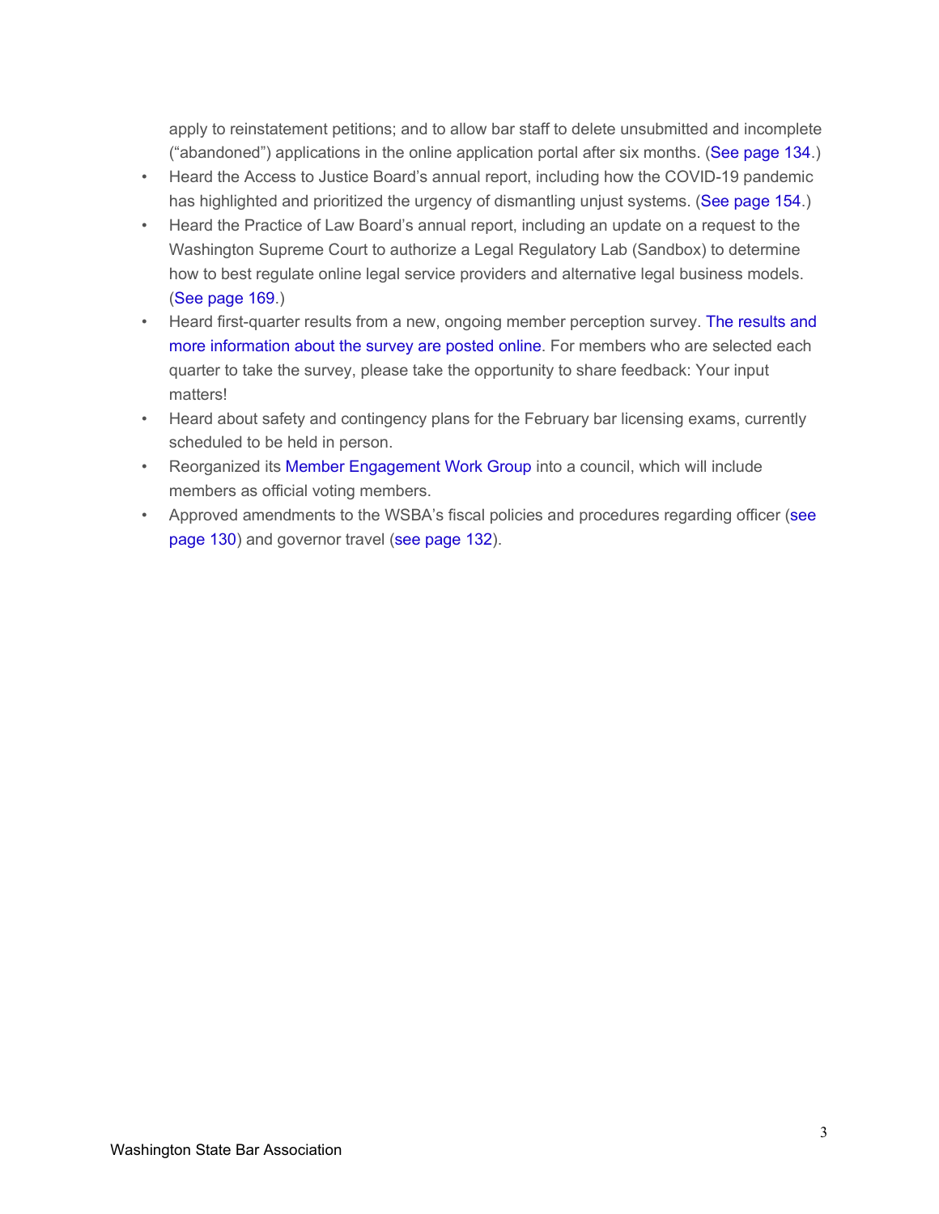apply to reinstatement petitions; and to allow bar staff to delete unsubmitted and incomplete ("abandoned") applications in the online application portal after six months. (See page 134.)

- Heard the Access to Justice Board's annual report, including how the COVID-19 pandemic has highlighted and prioritized the urgency of dismantling unjust systems. (See page 154.)
- Heard the Practice of Law Board's annual report, including an update on a request to the Washington Supreme Court to authorize a Legal Regulatory Lab (Sandbox) to determine how to best regulate online legal service providers and alternative legal business models. (See page 169.)
- Heard first-quarter results from a new, ongoing member perception survey. The results and more information about the survey are posted online. For members who are selected each quarter to take the survey, please take the opportunity to share feedback: Your input matters!
- Heard about safety and contingency plans for the February bar licensing exams, currently scheduled to be held in person.
- Reorganized its Member Engagement Work Group into a council, which will include members as official voting members.
- Approved amendments to the WSBA's fiscal policies and procedures regarding officer (see page 130) and governor travel (see page 132).